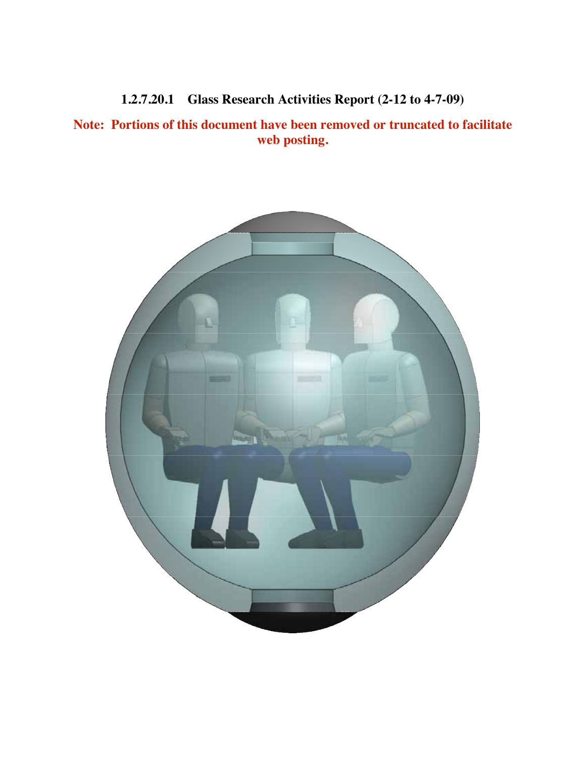# 1.2.7.20.1 Glass Research Activities Report (2-12 to 4-7-09)

**Note: Portions of this document have been removed or truncated to facilitate web posting.**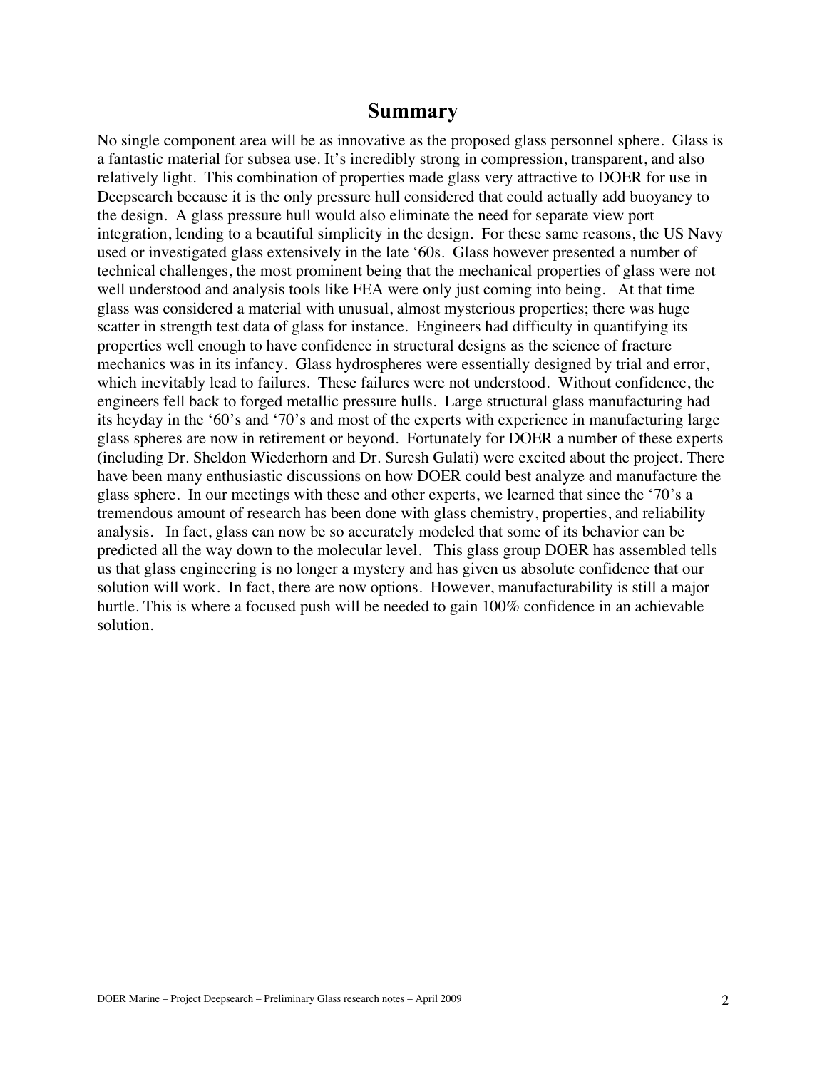## Summary

No single component area will be as innovative as the proposed glass personnel sphere. Glass is a fantastic material for subsea use. It's incredibly strong in compression, transparent, and also relatively light. This combination of properties made glass very attractive to DOER for use in Deepsearch because it is the only pressure hull considered that could actually add buoyancy to the design. A glass pressure hull would also eliminate the need for separate view port integration, lending to a beautiful simplicity in the design. For these same reasons, the US Navy used or investigated glass extensively in the late '60s. Glass however presented a number of technical challenges, the most prominent being that the mechanical properties of glass were not well understood and analysis tools like FEA were only just coming into being. At that time glass was considered a material with unusual, almost mysterious properties; there was huge scatter in strength test data of glass for instance. Engineers had difficulty in quantifying its properties well enough to have confidence in structural designs as the science of fracture mechanics was in its infancy. Glass hydrospheres were essentially designed by trial and error, which inevitably lead to failures. These failures were not understood. Without confidence, the engineers fell back to forged metallic pressure hulls. Large structural glass manufacturing had its heyday in the '60's and '70's and most of the experts with experience in manufacturing large glass spheres are now in retirement or beyond. Fortunately for DOER a number of these experts (including Dr. Sheldon Wiederhorn and Dr. Suresh Gulati) were excited about the project. There have been many enthusiastic discussions on how DOER could best analyze and manufacture the glass sphere. In our meetings with these and other experts, we learned that since the '70's a tremendous amount of research has been done with glass chemistry, properties, and reliability analysis. In fact, glass can now be so accurately modeled that some of its behavior can be predicted all the way down to the molecular level. This glass group DOER has assembled tells us that glass engineering is no longer a mystery and has given us absolute confidence that our solution will work. In fact, there are now options. However, manufacturability is still a major hurtle. This is where a focused push will be needed to gain 100% confidence in an achievable solution.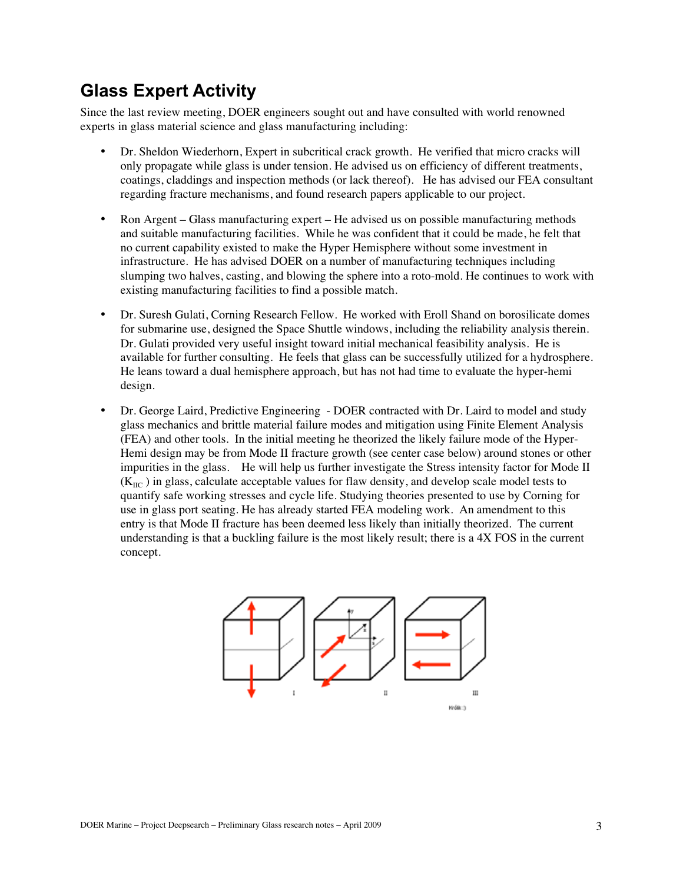## Glass Expert Activity

Since the last review meeting, DOER engineers sought out and have consulted with world renowned experts in glass material science and glass manufacturing including:

- Dr. Sheldon Wiederhorn, Expert in subcritical crack growth. He verified that micro cracks will only propagate while glass is under tension. He advised us on efficiency of different treatments, coatings, claddings and inspection methods (or lack thereof). He has advised our FEA consultant regarding fracture mechanisms, and found research papers applicable to our project.

- Ron Argent – Glass manufacturing expert – He advised us on possible manufacturing methods and suitable manufacturing facilities. While he was confident that it could be made, he felt that no current capability existed to make the Hyper Hemisphere without some investment in infrastructure. He has advised DOER on a number of manufacturing techniques including slumping two halves, casting, and blowing the sphere into a roto-mold. He continues to work with existing manufacturing facilities to find a possible match.

- Dr. Suresh Gulati, Corning Research Fellow. He worked with Eroll Shand on borosilicate domes for submarine use, designed the Space Shuttle windows, including the reliability analysis therein. Dr. Gulati provided very useful insight toward initial mechanical feasibility analysis. He is available for further consulting. He feels that glass can be successfully utilized for a hydrosphere. He leans toward a dual hemisphere approach, but has not had time to evaluate the hyper-hemi design.

- Dr. George Laird, Predictive Engineering - DOER contracted with Dr. Laird to model and study glass mechanics and brittle material failure modes and mitigation using Finite Element Analysis (FEA) and other tools. In the initial meeting he theorized the likely failure mode of the Hyper-Hemi design may be from Mode II fracture growth (see center case below) around stones or other impurities in the glass. He will help us further investigate the Stress intensity factor for Mode II ($K_{IIC}$) in glass, calculate acceptable values for flaw density, and develop scale model tests to quantify safe working stresses and cycle life. Studying theories presented to use by Corning for use in glass port seating. He has already started FEA modeling work. An amendment to this entry is that Mode II fracture has been deemed less likely than initially theorized. The current understanding is that a buckling failure is the most likely result; there is a 4X FOS in the current concept.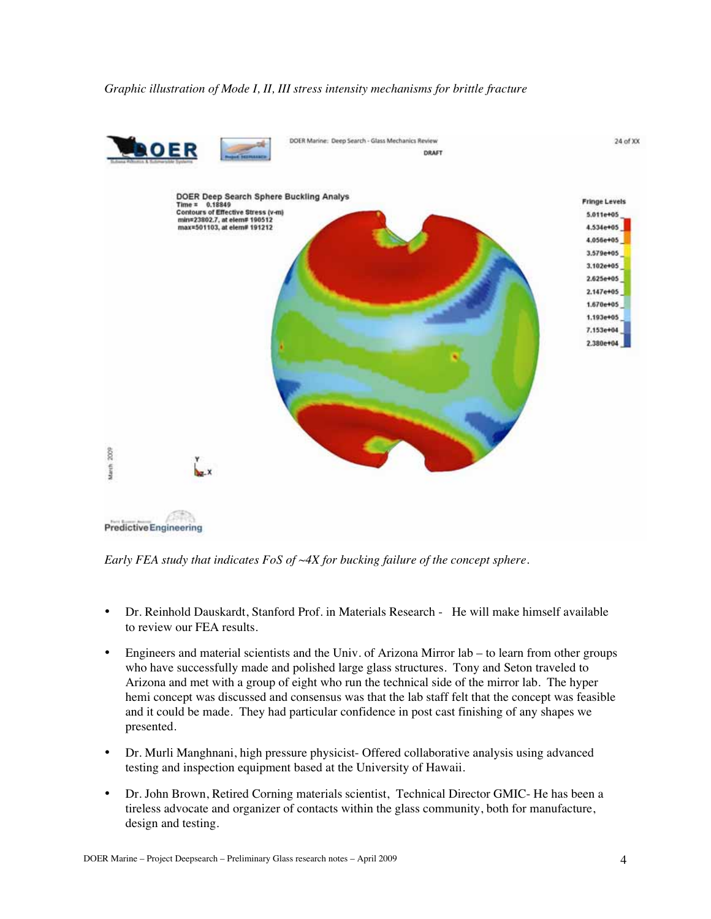*Graphic illustration of Mode I, II, III stress intensity mechanisms for brittle fracture*

*Early FEA study that indicates FoS of ~4X for bucking failure of the concept sphere.*

- Dr. Reinhold Dauskardt, Stanford Prof. in Materials Research - He will make himself available to review our FEA results.

- Engineers and material scientists and the Univ. of Arizona Mirror lab – to learn from other groups who have successfully made and polished large glass structures. Tony and Seton traveled to Arizona and met with a group of eight who run the technical side of the mirror lab. The hyper hemi concept was discussed and consensus was that the lab staff felt that the concept was feasible and it could be made. They had particular confidence in post cast finishing of any shapes we presented.

- Dr. Murli Manghnani, high pressure physicist- Offered collaborative analysis using advanced testing and inspection equipment based at the University of Hawaii.

- Dr. John Brown, Retired Corning materials scientist, Technical Director GMIC- He has been a tireless advocate and organizer of contacts within the glass community, both for manufacture, design and testing.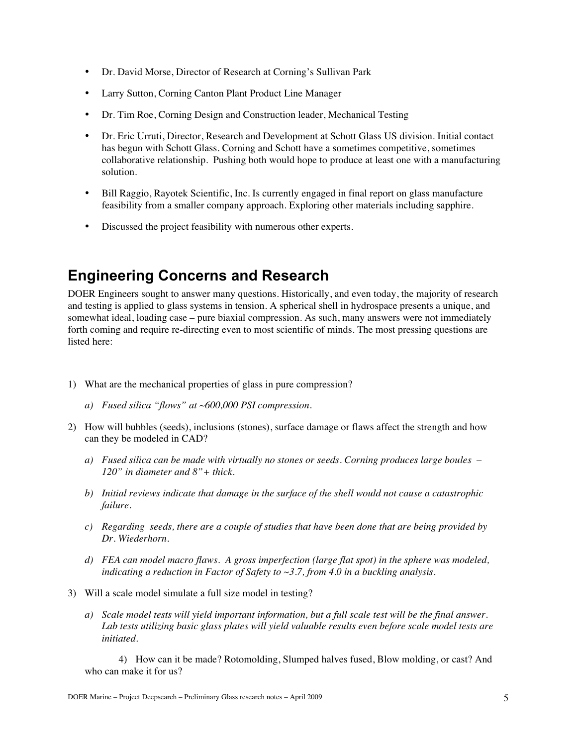- Dr. David Morse, Director of Research at Corning's Sullivan Park
- Larry Sutton, Corning Canton Plant Product Line Manager
- Dr. Tim Roe, Corning Design and Construction leader, Mechanical Testing
- Dr. Eric Urruti, Director, Research and Development at Schott Glass US division. Initial contact has begun with Schott Glass. Corning and Schott have a sometimes competitive, sometimes collaborative relationship. Pushing both would hope to produce at least one with a manufacturing solution.
- Bill Raggio, Rayotek Scientific, Inc. Is currently engaged in final report on glass manufacture feasibility from a smaller company approach. Exploring other materials including sapphire.
- Discussed the project feasibility with numerous other experts.

## Engineering Concerns and Research

DOER Engineers sought to answer many questions. Historically, and even today, the majority of research and testing is applied to glass systems in tension. A spherical shell in hydrospace presents a unique, and somewhat ideal, loading case – pure biaxial compression. As such, many answers were not immediately forth coming and require re-directing even to most scientific of minds. The most pressing questions are listed here:

1) What are the mechanical properties of glass in pure compression?
    a) *Fused silica "flows" at ~600,000 PSI compression.*
2) How will bubbles (seeds), inclusions (stones), surface damage or flaws affect the strength and how can they be modeled in CAD?
    a) *Fused silica can be made with virtually no stones or seeds. Corning produces large boules – 120" in diameter and 8"+ thick.*
    b) *Initial reviews indicate that damage in the surface of the shell would not cause a catastrophic failure.*
    c) *Regarding seeds, there are a couple of studies that have been done that are being provided by Dr. Wiederhorn.*
    d) *FEA can model macro flaws. A gross imperfection (large flat spot) in the sphere was modeled, indicating a reduction in Factor of Safety to ~3.7, from 4.0 in a buckling analysis.*
3) Will a scale model simulate a full size model in testing?
    a) *Scale model tests will yield important information, but a full scale test will be the final answer. Lab tests utilizing basic glass plates will yield valuable results even before scale model tests are initiated.*

4) How can it be made? Rotomolding, Slumped halves fused, Blow molding, or cast? And who can make it for us?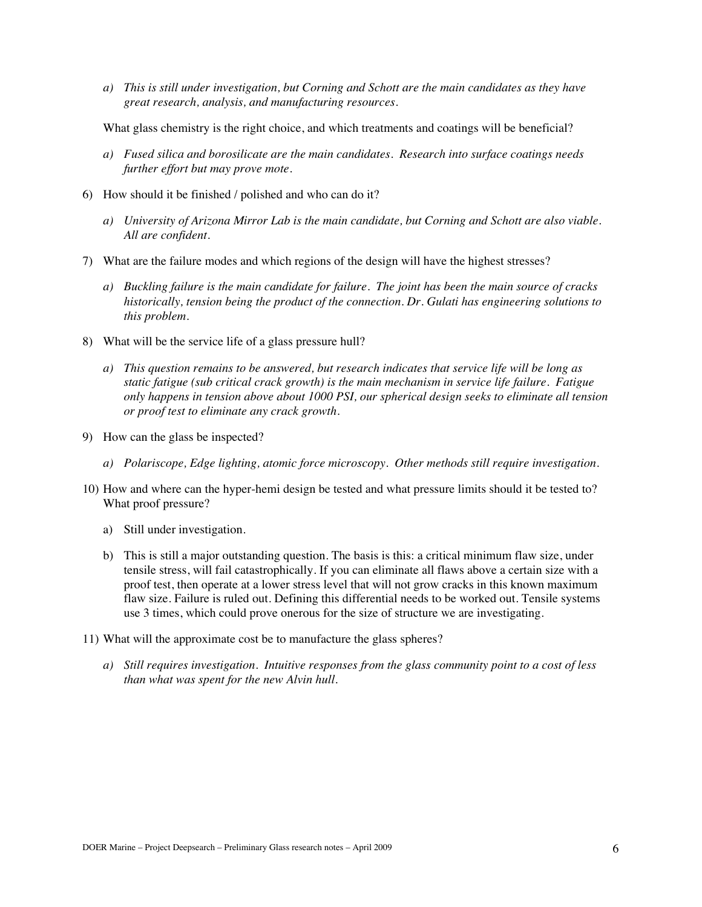a) *This is still under investigation, but Corning and Schott are the main candidates as they have great research, analysis, and manufacturing resources.*

What glass chemistry is the right choice, and which treatments and coatings will be beneficial?

a) *Fused silica and borosilicate are the main candidates. Research into surface coatings needs further effort but may prove mote.*

6) How should it be finished / polished and who can do it?

    a) *University of Arizona Mirror Lab is the main candidate, but Corning and Schott are also viable. All are confident.*

7) What are the failure modes and which regions of the design will have the highest stresses?

    a) *Buckling failure is the main candidate for failure. The joint has been the main source of cracks historically, tension being the product of the connection. Dr. Gulati has engineering solutions to this problem.*

8) What will be the service life of a glass pressure hull?

    a) *This question remains to be answered, but research indicates that service life will be long as static fatigue (sub critical crack growth) is the main mechanism in service life failure. Fatigue only happens in tension above about 1000 PSI, our spherical design seeks to eliminate all tension or proof test to eliminate any crack growth.*

9) How can the glass be inspected?

    a) *Polariscope, Edge lighting, atomic force microscopy. Other methods still require investigation.*

10) How and where can the hyper-hemi design be tested and what pressure limits should it be tested to? What proof pressure?

    a) Still under investigation.

    b) This is still a major outstanding question. The basis is this: a critical minimum flaw size, under tensile stress, will fail catastrophically. If you can eliminate all flaws above a certain size with a proof test, then operate at a lower stress level that will not grow cracks in this known maximum flaw size. Failure is ruled out. Defining this differential needs to be worked out. Tensile systems use 3 times, which could prove onerous for the size of structure we are investigating.

11) What will the approximate cost be to manufacture the glass spheres?

    a) *Still requires investigation. Intuitive responses from the glass community point to a cost of less than what was spent for the new Alvin hull.*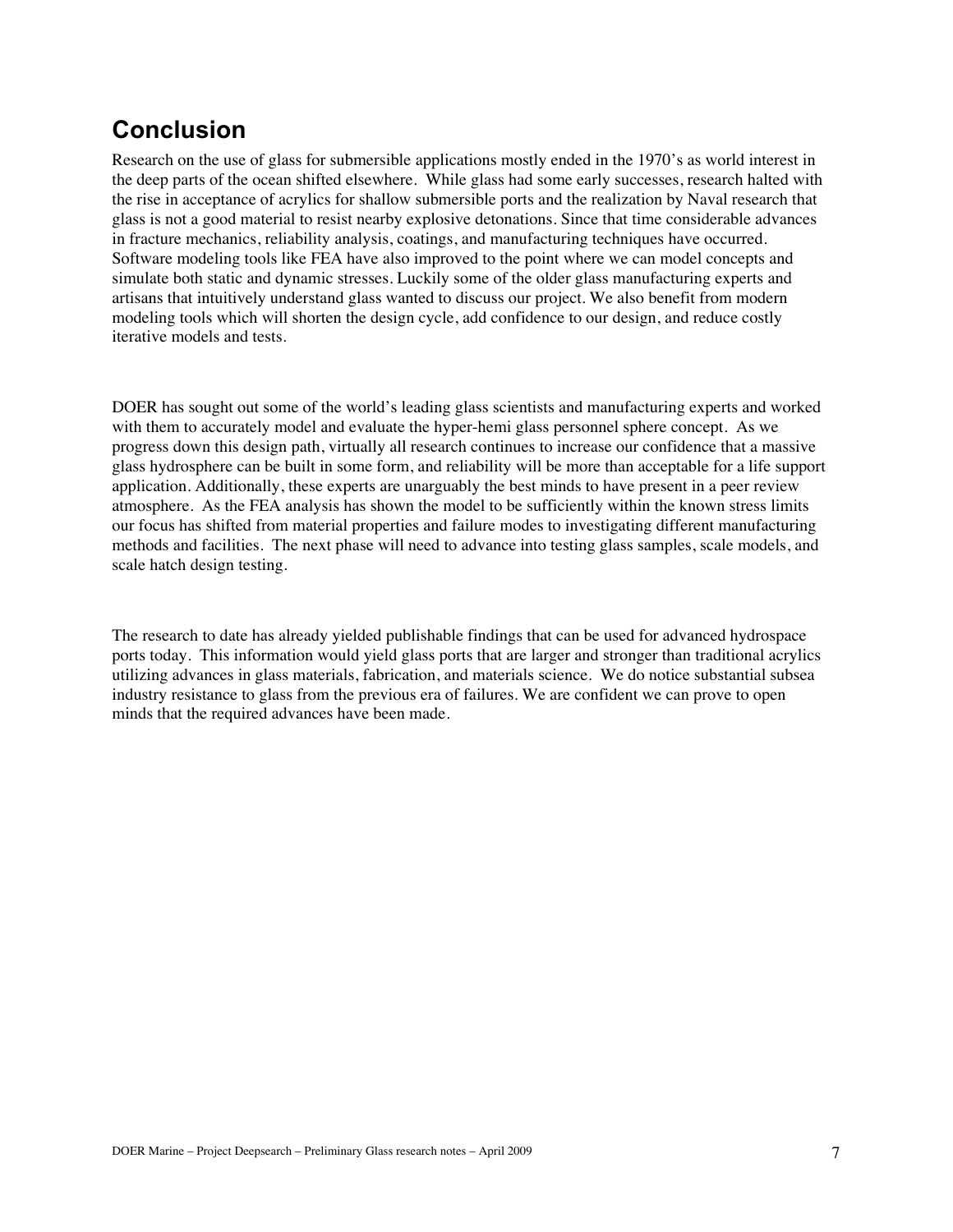## Conclusion

Research on the use of glass for submersible applications mostly ended in the 1970's as world interest in the deep parts of the ocean shifted elsewhere. While glass had some early successes, research halted with the rise in acceptance of acrylics for shallow submersible ports and the realization by Naval research that glass is not a good material to resist nearby explosive detonations. Since that time considerable advances in fracture mechanics, reliability analysis, coatings, and manufacturing techniques have occurred. Software modeling tools like FEA have also improved to the point where we can model concepts and simulate both static and dynamic stresses. Luckily some of the older glass manufacturing experts and artisans that intuitively understand glass wanted to discuss our project. We also benefit from modern modeling tools which will shorten the design cycle, add confidence to our design, and reduce costly iterative models and tests.

DOER has sought out some of the world's leading glass scientists and manufacturing experts and worked with them to accurately model and evaluate the hyper-hemi glass personnel sphere concept. As we progress down this design path, virtually all research continues to increase our confidence that a massive glass hydrosphere can be built in some form, and reliability will be more than acceptable for a life support application. Additionally, these experts are unarguably the best minds to have present in a peer review atmosphere. As the FEA analysis has shown the model to be sufficiently within the known stress limits our focus has shifted from material properties and failure modes to investigating different manufacturing methods and facilities. The next phase will need to advance into testing glass samples, scale models, and scale hatch design testing.

The research to date has already yielded publishable findings that can be used for advanced hydrospace ports today. This information would yield glass ports that are larger and stronger than traditional acrylics utilizing advances in glass materials, fabrication, and materials science. We do notice substantial subsea industry resistance to glass from the previous era of failures. We are confident we can prove to open minds that the required advances have been made.